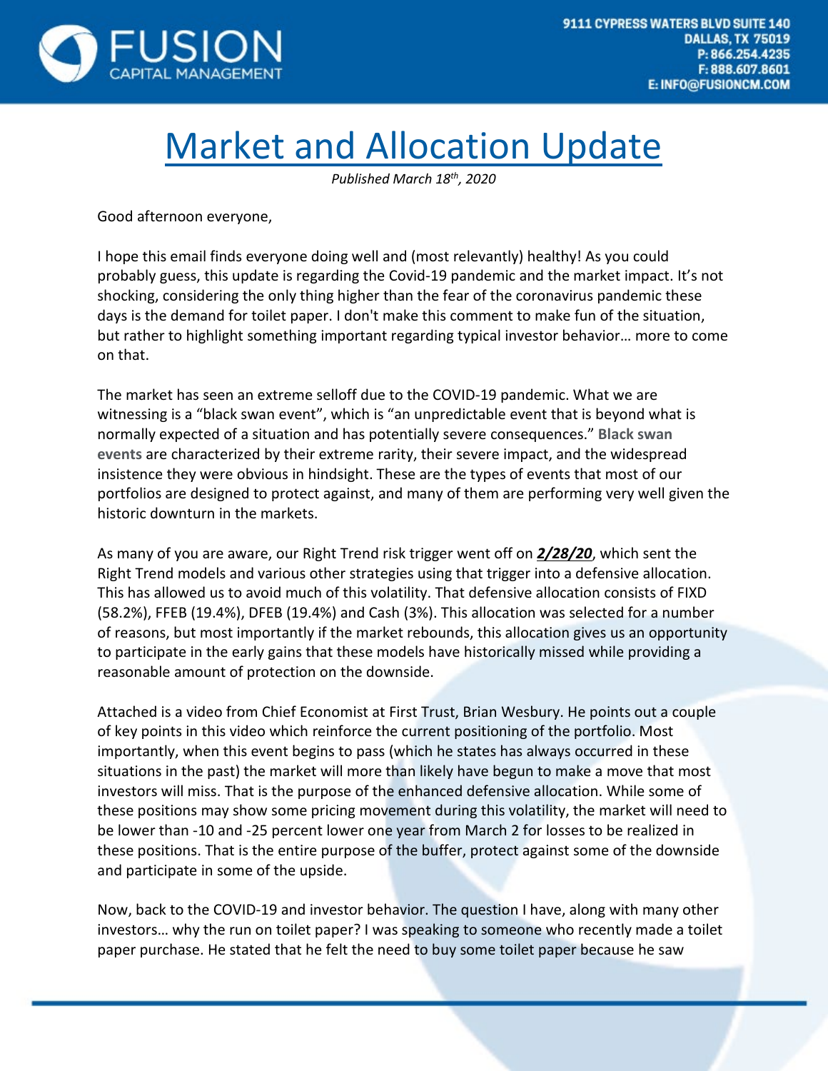# Market and Allocation Update

*Published March 18th, 2020*

Good afternoon everyone,

I hope this email finds everyone doing well and (most relevantly) healthy! As you could probably guess, this update is regarding the Covid-19 pandemic and the market impact. It's not shocking, considering the only thing higher than the fear of the coronavirus pandemic these days is the demand for toilet paper. I don't make this comment to make fun of the situation, but rather to highlight something important regarding typical investor behavior… more to come on that.

The market has seen an extreme selloff due to the COVID-19 pandemic. What we are witnessing is a "black swan event", which is "an unpredictable event that is beyond what is normally expected of a situation and has potentially severe consequences." **Black swan events** are characterized by their extreme rarity, their severe impact, and the widespread insistence they were obvious in hindsight. These are the types of events that most of our portfolios are designed to protect against, and many of them are performing very well given the historic downturn in the markets.

As many of you are aware, our Right Trend risk trigger went off on ***2/28/20***, which sent the Right Trend models and various other strategies using that trigger into a defensive allocation. This has allowed us to avoid much of this volatility. That defensive allocation consists of FIXD (58.2%), FFEB (19.4%), DFEB (19.4%) and Cash (3%). This allocation was selected for a number of reasons, but most importantly if the market rebounds, this allocation gives us an opportunity to participate in the early gains that these models have historically missed while providing a reasonable amount of protection on the downside.

Attached is a video from Chief Economist at First Trust, Brian Wesbury. He points out a couple of key points in this video which reinforce the current positioning of the portfolio. Most importantly, when this event begins to pass (which he states has always occurred in these situations in the past) the market will more than likely have begun to make a move that most investors will miss. That is the purpose of the enhanced defensive allocation. While some of these positions may show some pricing movement during this volatility, the market will need to be lower than -10 and -25 percent lower one year from March 2 for losses to be realized in these positions. That is the entire purpose of the buffer, protect against some of the downside and participate in some of the upside.

Now, back to the COVID-19 and investor behavior. The question I have, along with many other investors… why the run on toilet paper? I was speaking to someone who recently made a toilet paper purchase. He stated that he felt the need to buy some toilet paper because he saw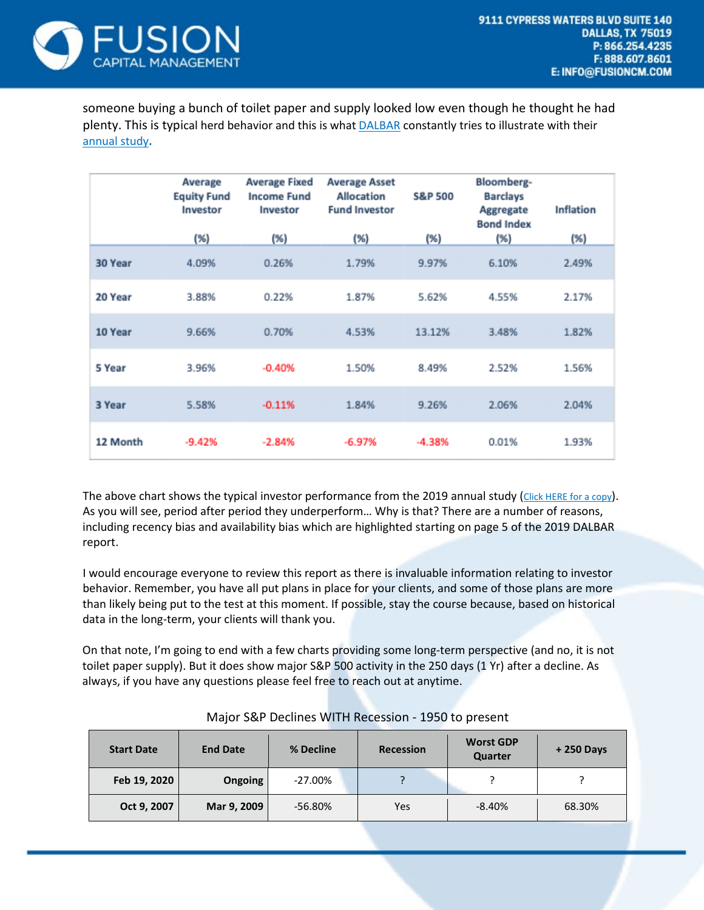someone buying a bunch of toilet paper and supply looked low even though he thought he had plenty. This is typical herd behavior and this is what DALBAR constantly tries to illustrate with their annual study.

| | Average Equity Fund Investor (%) | Average Fixed Income Fund Investor (%) | Average Asset Allocation Fund Investor (%) | S&P 500 (%) | Bloomberg-Barclays Aggregate Bond Index (%) | Inflation (%) |
|---|---|---|---|---|---|---|
| **30 Year** | 4.09% | 0.26% | 1.79% | 9.97% | 6.10% | 2.49% |
| **20 Year** | 3.88% | 0.22% | 1.87% | 5.62% | 4.55% | 2.17% |
| **10 Year** | 9.66% | 0.70% | 4.53% | 13.12% | 3.48% | 1.82% |
| **5 Year** | 3.96% | -0.40% | 1.50% | 8.49% | 2.52% | 1.56% |
| **3 Year** | 5.58% | -0.11% | 1.84% | 9.26% | 2.06% | 2.04% |
| **12 Month** | -9.42% | -2.84% | -6.97% | -4.38% | 0.01% | 1.93% |

The above chart shows the typical investor performance from the 2019 annual study (Click HERE for a copy). As you will see, period after period they underperform… Why is that? There are a number of reasons, including recency bias and availability bias which are highlighted starting on page 5 of the 2019 DALBAR report.

I would encourage everyone to review this report as there is invaluable information relating to investor behavior. Remember, you have all put plans in place for your clients, and some of those plans are more than likely being put to the test at this moment. If possible, stay the course because, based on historical data in the long-term, your clients will thank you.

On that note, I'm going to end with a few charts providing some long-term perspective (and no, it is not toilet paper supply). But it does show major S&P 500 activity in the 250 days (1 Yr) after a decline. As always, if you have any questions please feel free to reach out at anytime.

Major S&P Declines WITH Recession - 1950 to present

| Start Date | End Date | % Decline | Recession | Worst GDP Quarter | + 250 Days |
|---|---|---|---|---|---|
| **Feb 19, 2020** | **Ongoing** | -27.00% | ? | ? | ? |
| **Oct 9, 2007** | **Mar 9, 2009** | -56.80% | Yes | -8.40% | 68.30% |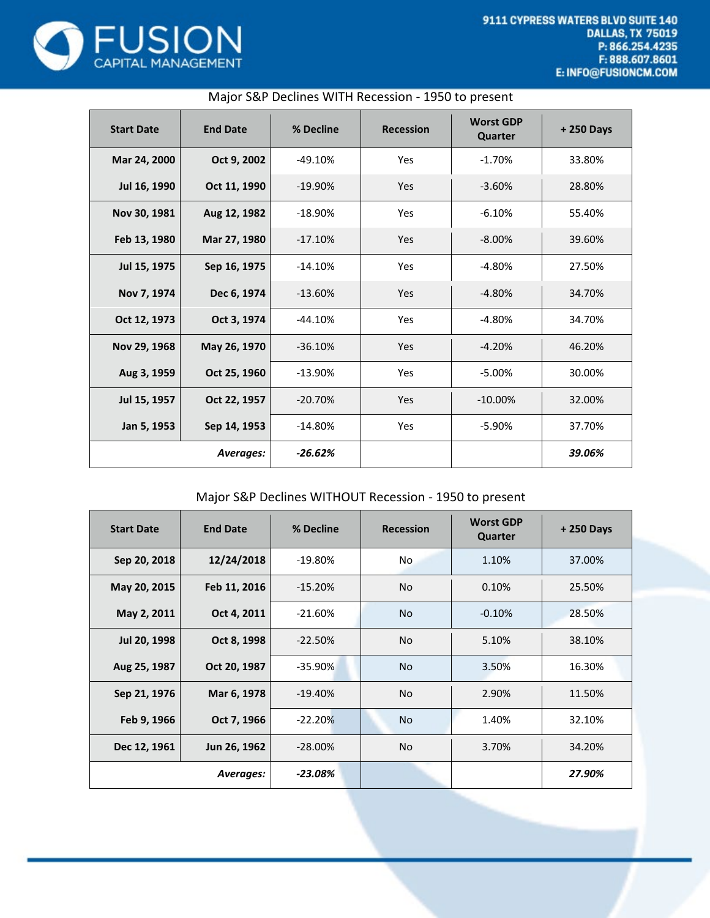Major S&P Declines WITH Recession - 1950 to present

| Start Date | End Date | % Decline | Recession | Worst GDP Quarter | + 250 Days |
|---|---|---|---|---|---|
| Mar 24, 2000 | Oct 9, 2002 | -49.10% | Yes | -1.70% | 33.80% |
| Jul 16, 1990 | Oct 11, 1990 | -19.90% | Yes | -3.60% | 28.80% |
| Nov 30, 1981 | Aug 12, 1982 | -18.90% | Yes | -6.10% | 55.40% |
| Feb 13, 1980 | Mar 27, 1980 | -17.10% | Yes | -8.00% | 39.60% |
| Jul 15, 1975 | Sep 16, 1975 | -14.10% | Yes | -4.80% | 27.50% |
| Nov 7, 1974 | Dec 6, 1974 | -13.60% | Yes | -4.80% | 34.70% |
| Oct 12, 1973 | Oct 3, 1974 | -44.10% | Yes | -4.80% | 34.70% |
| Nov 29, 1968 | May 26, 1970 | -36.10% | Yes | -4.20% | 46.20% |
| Aug 3, 1959 | Oct 25, 1960 | -13.90% | Yes | -5.00% | 30.00% |
| Jul 15, 1957 | Oct 22, 1957 | -20.70% | Yes | -10.00% | 32.00% |
| Jan 5, 1953 | Sep 14, 1953 | -14.80% | Yes | -5.90% | 37.70% |
| | *Averages:* | *-26.62%* | | | *39.06%* |

Major S&P Declines WITHOUT Recession - 1950 to present

| Start Date | End Date | % Decline | Recession | Worst GDP Quarter | + 250 Days |
|---|---|---|---|---|---|
| Sep 20, 2018 | 12/24/2018 | -19.80% | No | 1.10% | 37.00% |
| May 20, 2015 | Feb 11, 2016 | -15.20% | No | 0.10% | 25.50% |
| May 2, 2011 | Oct 4, 2011 | -21.60% | No | -0.10% | 28.50% |
| Jul 20, 1998 | Oct 8, 1998 | -22.50% | No | 5.10% | 38.10% |
| Aug 25, 1987 | Oct 20, 1987 | -35.90% | No | 3.50% | 16.30% |
| Sep 21, 1976 | Mar 6, 1978 | -19.40% | No | 2.90% | 11.50% |
| Feb 9, 1966 | Oct 7, 1966 | -22.20% | No | 1.40% | 32.10% |
| Dec 12, 1961 | Jun 26, 1962 | -28.00% | No | 3.70% | 34.20% |
| | *Averages:* | *-23.08%* | | | *27.90%* |